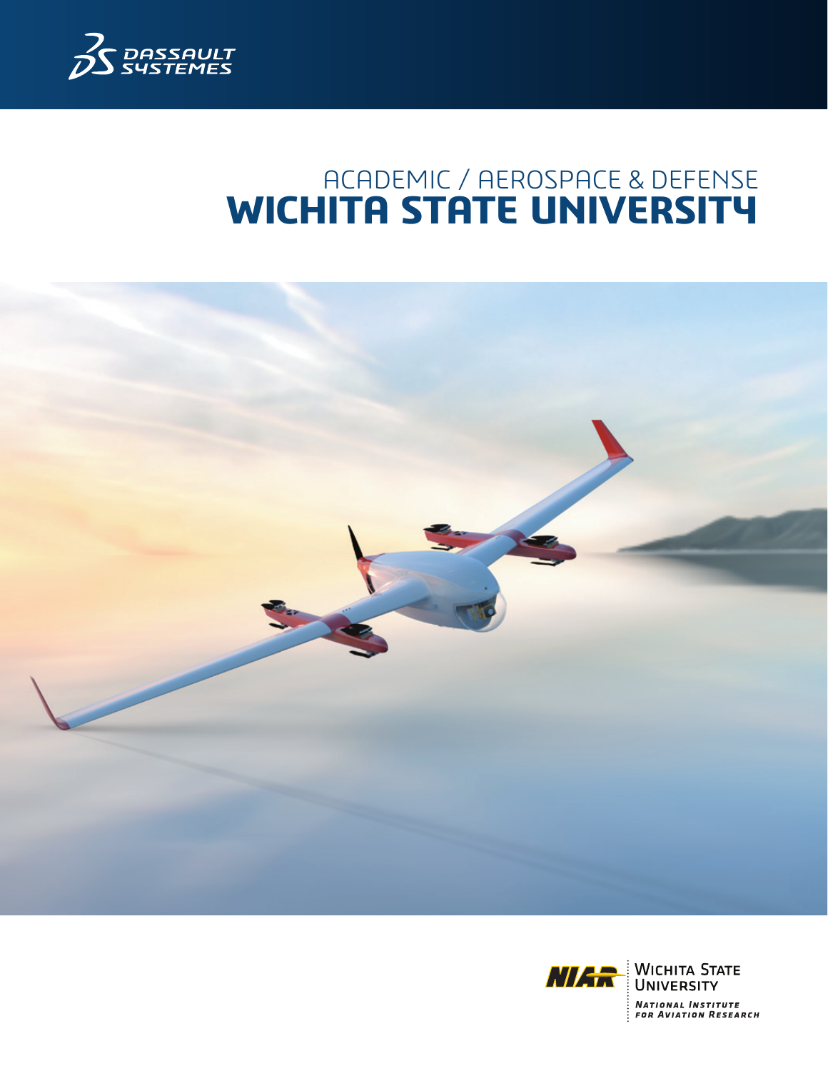DASSAULT SYSTEMES

ACADEMIC / AEROSPACE & DEFENSE

# WICHITA STATE UNIVERSITY

NIAR | WICHITA STATE UNIVERSITY | NATIONAL INSTITUTE FOR AVIATION RESEARCH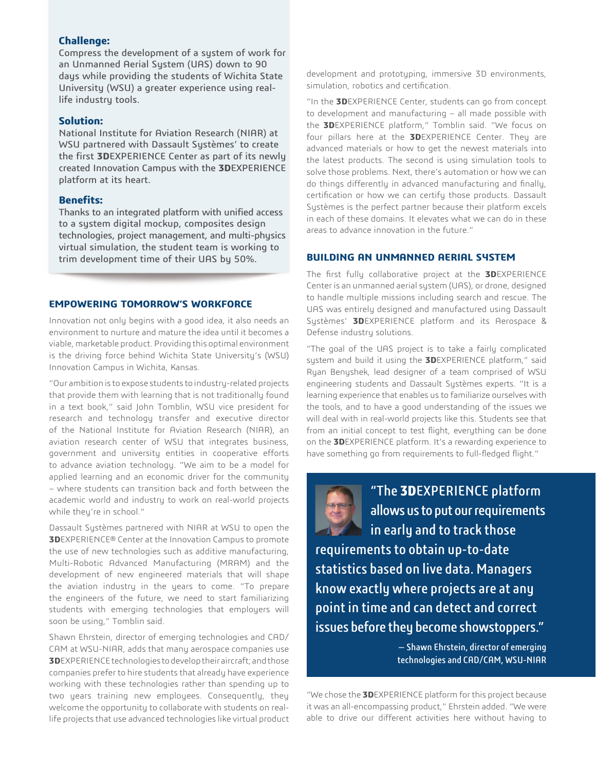**Challenge:**
Compress the development of a system of work for an Unmanned Aerial System (UAS) down to 90 days while providing the students of Wichita State University (WSU) a greater experience using real-life industry tools.

**Solution:**
National Institute for Aviation Research (NIAR) at WSU partnered with Dassault Systèmes' to create the first **3D**EXPERIENCE Center as part of its newly created Innovation Campus with the **3D**EXPERIENCE platform at its heart.

**Benefits:**
Thanks to an integrated platform with unified access to a system digital mockup, composites design technologies, project management, and multi-physics virtual simulation, the student team is working to trim development time of their UAS by 50%.

## EMPOWERING TOMORROW'S WORKFORCE

Innovation not only begins with a good idea, it also needs an environment to nurture and mature the idea until it becomes a viable, marketable product. Providing this optimal environment is the driving force behind Wichita State University's (WSU) Innovation Campus in Wichita, Kansas.

"Our ambition is to expose students to industry-related projects that provide them with learning that is not traditionally found in a text book," said John Tomblin, WSU vice president for research and technology transfer and executive director of the National Institute for Aviation Research (NIAR), an aviation research center of WSU that integrates business, government and university entities in cooperative efforts to advance aviation technology. "We aim to be a model for applied learning and an economic driver for the community – where students can transition back and forth between the academic world and industry to work on real-world projects while they're in school."

Dassault Systèmes partnered with NIAR at WSU to open the **3D**EXPERIENCE® Center at the Innovation Campus to promote the use of new technologies such as additive manufacturing, Multi-Robotic Advanced Manufacturing (MRAM) and the development of new engineered materials that will shape the aviation industry in the years to come. "To prepare the engineers of the future, we need to start familiarizing students with emerging technologies that employers will soon be using," Tomblin said.

Shawn Ehrstein, director of emerging technologies and CAD/CAM at WSU-NIAR, adds that many aerospace companies use **3D**EXPERIENCE technologies to develop their aircraft; and those companies prefer to hire students that already have experience working with these technologies rather than spending up to two years training new employees. Consequently, they welcome the opportunity to collaborate with students on real-life projects that use advanced technologies like virtual product development and prototyping, immersive 3D environments, simulation, robotics and certification.

"In the **3D**EXPERIENCE Center, students can go from concept to development and manufacturing – all made possible with the **3D**EXPERIENCE platform," Tomblin said. "We focus on four pillars here at the **3D**EXPERIENCE Center. They are advanced materials or how to get the newest materials into the latest products. The second is using simulation tools to solve those problems. Next, there's automation or how we can do things differently in advanced manufacturing and finally, certification or how we can certify those products. Dassault Systèmes is the perfect partner because their platform excels in each of these domains. It elevates what we can do in these areas to advance innovation in the future."

## BUILDING AN UNMANNED AERIAL SYSTEM

The first fully collaborative project at the **3D**EXPERIENCE Center is an unmanned aerial system (UAS), or drone, designed to handle multiple missions including search and rescue. The UAS was entirely designed and manufactured using Dassault Systèmes' **3D**EXPERIENCE platform and its Aerospace & Defense industry solutions.

"The goal of the UAS project is to take a fairly complicated system and build it using the **3D**EXPERIENCE platform," said Ryan Benyshek, lead designer of a team comprised of WSU engineering students and Dassault Systèmes experts. "It is a learning experience that enables us to familiarize ourselves with the tools, and to have a good understanding of the issues we will deal with in real-world projects like this. Students see that from an initial concept to test flight, everything can be done on the **3D**EXPERIENCE platform. It's a rewarding experience to have something go from requirements to full-fledged flight."

> "The **3D**EXPERIENCE platform allows us to put our requirements in early and to track those requirements to obtain up-to-date statistics based on live data. Managers know exactly where projects are at any point in time and can detect and correct issues before they become showstoppers."
>
> — Shawn Ehrstein, director of emerging technologies and CAD/CAM, WSU-NIAR

"We chose the **3D**EXPERIENCE platform for this project because it was an all-encompassing product," Ehrstein added. "We were able to drive our different activities here without having to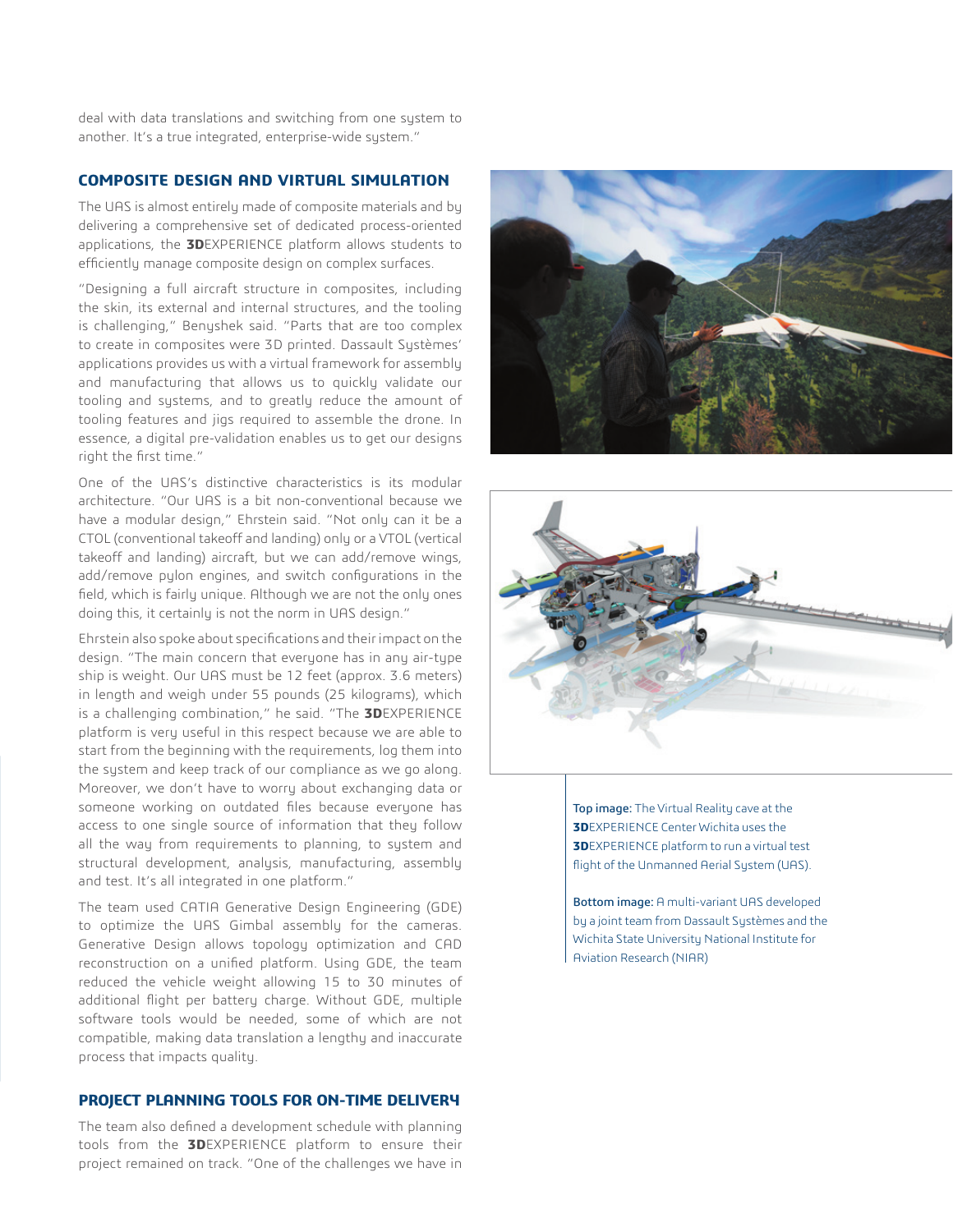deal with data translations and switching from one system to another. It's a true integrated, enterprise-wide system."

## COMPOSITE DESIGN AND VIRTUAL SIMULATION

The UAS is almost entirely made of composite materials and by delivering a comprehensive set of dedicated process-oriented applications, the **3D**EXPERIENCE platform allows students to efficiently manage composite design on complex surfaces.

"Designing a full aircraft structure in composites, including the skin, its external and internal structures, and the tooling is challenging," Benyshek said. "Parts that are too complex to create in composites were 3D printed. Dassault Systèmes' applications provides us with a virtual framework for assembly and manufacturing that allows us to quickly validate our tooling and systems, and to greatly reduce the amount of tooling features and jigs required to assemble the drone. In essence, a digital pre-validation enables us to get our designs right the first time."

One of the UAS's distinctive characteristics is its modular architecture. "Our UAS is a bit non-conventional because we have a modular design," Ehrstein said. "Not only can it be a CTOL (conventional takeoff and landing) only or a VTOL (vertical takeoff and landing) aircraft, but we can add/remove wings, add/remove pylon engines, and switch configurations in the field, which is fairly unique. Although we are not the only ones doing this, it certainly is not the norm in UAS design."

Ehrstein also spoke about specifications and their impact on the design. "The main concern that everyone has in any air-type ship is weight. Our UAS must be 12 feet (approx. 3.6 meters) in length and weigh under 55 pounds (25 kilograms), which is a challenging combination," he said. "The **3D**EXPERIENCE platform is very useful in this respect because we are able to start from the beginning with the requirements, log them into the system and keep track of our compliance as we go along. Moreover, we don't have to worry about exchanging data or someone working on outdated files because everyone has access to one single source of information that they follow all the way from requirements to planning, to system and structural development, analysis, manufacturing, assembly and test. It's all integrated in one platform."

The team used CATIA Generative Design Engineering (GDE) to optimize the UAS Gimbal assembly for the cameras. Generative Design allows topology optimization and CAD reconstruction on a unified platform. Using GDE, the team reduced the vehicle weight allowing 15 to 30 minutes of additional flight per battery charge. Without GDE, multiple software tools would be needed, some of which are not compatible, making data translation a lengthy and inaccurate process that impacts quality.

## PROJECT PLANNING TOOLS FOR ON-TIME DELIVERY

The team also defined a development schedule with planning tools from the **3D**EXPERIENCE platform to ensure their project remained on track. "One of the challenges we have in

**Top image:** The Virtual Reality cave at the **3D**EXPERIENCE Center Wichita uses the **3D**EXPERIENCE platform to run a virtual test flight of the Unmanned Aerial System (UAS).

**Bottom image:** A multi-variant UAS developed by a joint team from Dassault Systèmes and the Wichita State University National Institute for Aviation Research (NIAR)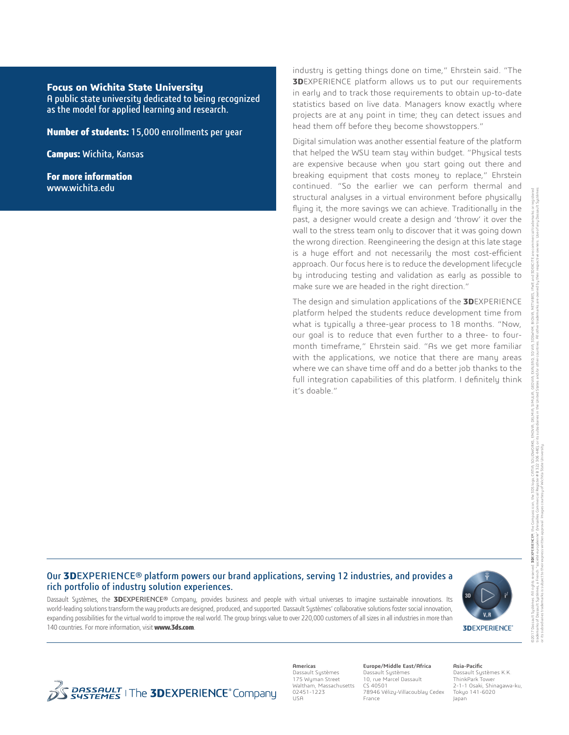**Focus on Wichita State University**
A public state university dedicated to being recognized as the model for applied learning and research.

**Number of students:** 15,000 enrollments per year

**Campus:** Wichita, Kansas

**For more information**
www.wichita.edu

industry is getting things done on time," Ehrstein said. "The **3D**EXPERIENCE platform allows us to put our requirements in early and to track those requirements to obtain up-to-date statistics based on live data. Managers know exactly where projects are at any point in time; they can detect issues and head them off before they become showstoppers."

Digital simulation was another essential feature of the platform that helped the WSU team stay within budget. "Physical tests are expensive because when you start going out there and breaking equipment that costs money to replace," Ehrstein continued. "So the earlier we can perform thermal and structural analyses in a virtual environment before physically flying it, the more savings we can achieve. Traditionally in the past, a designer would create a design and 'throw' it over the wall to the stress team only to discover that it was going down the wrong direction. Reengineering the design at this late stage is a huge effort and not necessarily the most cost-efficient approach. Our focus here is to reduce the development lifecycle by introducing testing and validation as early as possible to make sure we are headed in the right direction."

The design and simulation applications of the **3D**EXPERIENCE platform helped the students reduce development time from what is typically a three-year process to 18 months. "Now, our goal is to reduce that even further to a three- to four-month timeframe," Ehrstein said. "As we get more familiar with the applications, we notice that there are many areas where we can shave time off and do a better job thanks to the full integration capabilities of this platform. I definitely think it's doable."

## Our **3D**EXPERIENCE® platform powers our brand applications, serving 12 industries, and provides a rich portfolio of industry solution experiences.

Dassault Systèmes, the **3D**EXPERIENCE® Company, provides business and people with virtual universes to imagine sustainable innovations. Its world-leading solutions transform the way products are designed, produced, and supported. Dassault Systèmes' collaborative solutions foster social innovation, expanding possibilities for the virtual world to improve the real world. The group brings value to over 220,000 customers of all sizes in all industries in more than 140 countries. For more information, visit **www.3ds.com**.

**3D**EXPERIENCE®

DASSAULT SYSTEMES | The **3D**EXPERIENCE® Company

**Americas**
Dassault Systèmes
175 Wyman Street
Waltham, Massachusetts
02451-1223
USA

**Europe/Middle East/Africa**
Dassault Systèmes
10, rue Marcel Dassault
CS 40501
78946 Vélizy-Villacoublay Cedex
France

**Asia-Pacific**
Dassault Systèmes K.K.
ThinkPark Tower
2-1-1 Osaki, Shinagawa-ku,
Tokyo 141-6020
Japan

©2017 Dassault Systèmes. All rights reserved. **3D**EXPERIENCE®, the Compass icon, the 3DS logo, CATIA, SOLIDWORKS, ENOVIA, DELMIA, SIMULIA, GEOVIA, EXALEAD, 3D VIA, 3DSWYM, BIOVIA, NETVIBES, IFWE and 3DEXCITE are commercial trademarks or registered trademarks of Dassault Systèmes, a French "société européenne" (Versailles Commercial Register # B 322 306 440), or its subsidiaries in the United States and/or other countries. All other trademarks are owned by their respective owners. Use of any Dassault Systèmes or its subsidiaries trademarks is subject to their express written approval. Images courtesy of Wichita State University.